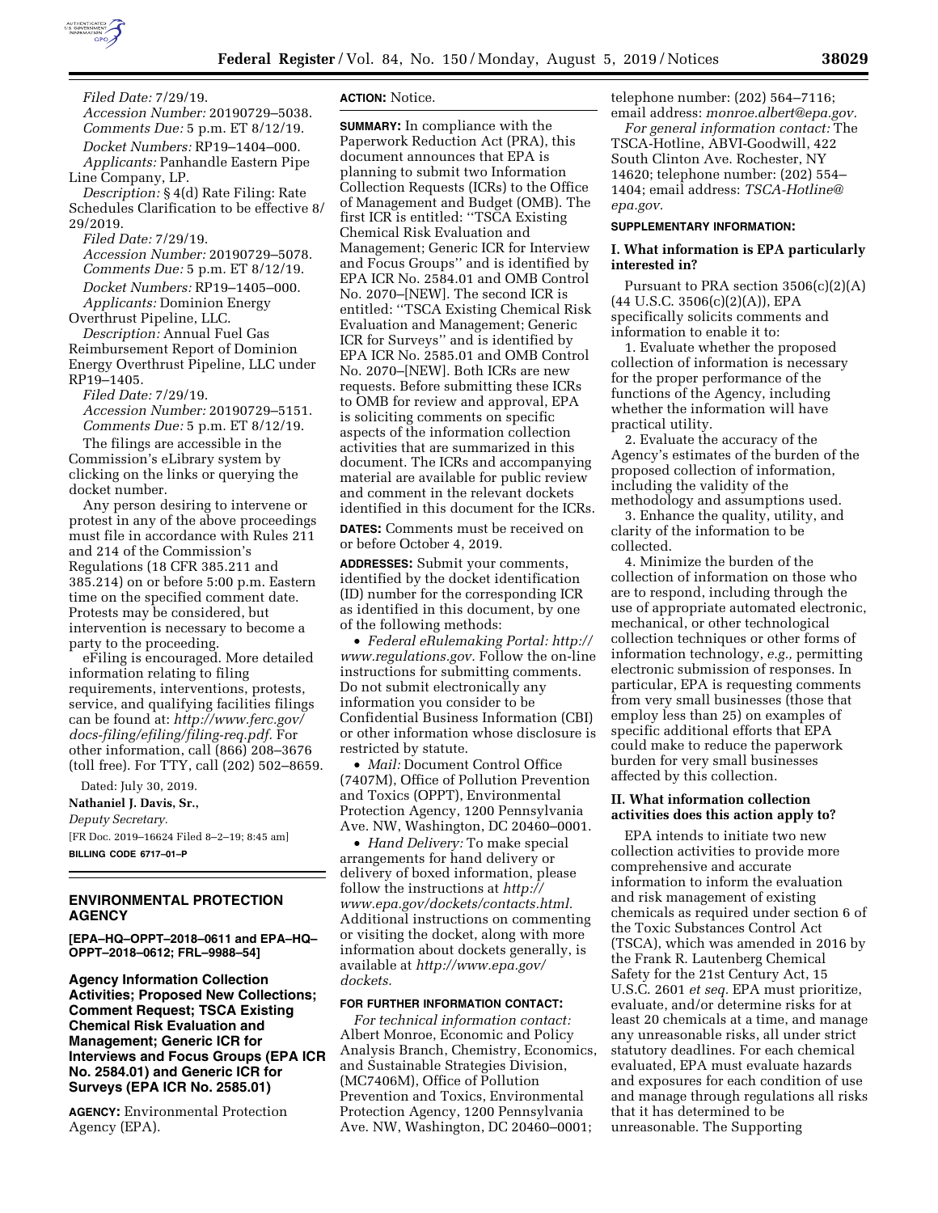*Filed Date:* 7/29/19.

*Accession Number:* 20190729–5038.

*Comments Due:* 5 p.m. ET 8/12/19.

*Docket Numbers:* RP19–1404–000.

*Applicants:* Panhandle Eastern Pipe Line Company, LP.

*Description:* § 4(d) Rate Filing: Rate Schedules Clarification to be effective 8/29/2019.

*Filed Date:* 7/29/19.

*Accession Number:* 20190729–5078.

*Comments Due:* 5 p.m. ET 8/12/19.

*Docket Numbers:* RP19–1405–000.

*Applicants:* Dominion Energy Overthrust Pipeline, LLC.

*Description:* Annual Fuel Gas Reimbursement Report of Dominion Energy Overthrust Pipeline, LLC under RP19–1405.

*Filed Date:* 7/29/19.

*Accession Number:* 20190729–5151.

*Comments Due:* 5 p.m. ET 8/12/19.

The filings are accessible in the Commission's eLibrary system by clicking on the links or querying the docket number.

Any person desiring to intervene or protest in any of the above proceedings must file in accordance with Rules 211 and 214 of the Commission's Regulations (18 CFR 385.211 and 385.214) on or before 5:00 p.m. Eastern time on the specified comment date. Protests may be considered, but intervention is necessary to become a party to the proceeding.

eFiling is encouraged. More detailed information relating to filing requirements, interventions, protests, service, and qualifying facilities filings can be found at: *http://www.ferc.gov/docs-filing/efiling/filing-req.pdf.* For other information, call (866) 208–3676 (toll free). For TTY, call (202) 502–8659.

Dated: July 30, 2019.

**Nathaniel J. Davis, Sr.,**

*Deputy Secretary.*

[FR Doc. 2019–16624 Filed 8–2–19; 8:45 am]

**BILLING CODE 6717–01–P**

---

## ENVIRONMENTAL PROTECTION AGENCY

**[EPA–HQ–OPPT–2018–0611 and EPA–HQ–OPPT–2018–0612; FRL–9988–54]**

## Agency Information Collection Activities; Proposed New Collections; Comment Request; TSCA Existing Chemical Risk Evaluation and Management; Generic ICR for Interviews and Focus Groups (EPA ICR No. 2584.01) and Generic ICR for Surveys (EPA ICR No. 2585.01)

**AGENCY:** Environmental Protection Agency (EPA).

**ACTION:** Notice.

**SUMMARY:** In compliance with the Paperwork Reduction Act (PRA), this document announces that EPA is planning to submit two Information Collection Requests (ICRs) to the Office of Management and Budget (OMB). The first ICR is entitled: ''TSCA Existing Chemical Risk Evaluation and Management; Generic ICR for Interview and Focus Groups'' and is identified by EPA ICR No. 2584.01 and OMB Control No. 2070–[NEW]. The second ICR is entitled: ''TSCA Existing Chemical Risk Evaluation and Management; Generic ICR for Surveys'' and is identified by EPA ICR No. 2585.01 and OMB Control No. 2070–[NEW]. Both ICRs are new requests. Before submitting these ICRs to OMB for review and approval, EPA is soliciting comments on specific aspects of the information collection activities that are summarized in this document. The ICRs and accompanying material are available for public review and comment in the relevant dockets identified in this document for the ICRs.

**DATES:** Comments must be received on or before October 4, 2019.

**ADDRESSES:** Submit your comments, identified by the docket identification (ID) number for the corresponding ICR as identified in this document, by one of the following methods:

- *Federal eRulemaking Portal: http://www.regulations.gov.* Follow the on-line instructions for submitting comments. Do not submit electronically any information you consider to be Confidential Business Information (CBI) or other information whose disclosure is restricted by statute.
- *Mail:* Document Control Office (7407M), Office of Pollution Prevention and Toxics (OPPT), Environmental Protection Agency, 1200 Pennsylvania Ave. NW, Washington, DC 20460–0001.
- *Hand Delivery:* To make special arrangements for hand delivery or delivery of boxed information, please follow the instructions at *http://www.epa.gov/dockets/contacts.html.* Additional instructions on commenting or visiting the docket, along with more information about dockets generally, is available at *http://www.epa.gov/dockets.*

**FOR FURTHER INFORMATION CONTACT:**

*For technical information contact:* Albert Monroe, Economic and Policy Analysis Branch, Chemistry, Economics, and Sustainable Strategies Division, (MC7406M), Office of Pollution Prevention and Toxics, Environmental Protection Agency, 1200 Pennsylvania Ave. NW, Washington, DC 20460–0001; telephone number: (202) 564–7116; email address: *monroe.albert@epa.gov.*

*For general information contact:* The TSCA-Hotline, ABVI-Goodwill, 422 South Clinton Ave. Rochester, NY 14620; telephone number: (202) 554–1404; email address: *TSCA-Hotline@epa.gov.*

**SUPPLEMENTARY INFORMATION:**

### I. What information is EPA particularly interested in?

Pursuant to PRA section 3506(c)(2)(A) (44 U.S.C. 3506(c)(2)(A)), EPA specifically solicits comments and information to enable it to:

1. Evaluate whether the proposed collection of information is necessary for the proper performance of the functions of the Agency, including whether the information will have practical utility.
2. Evaluate the accuracy of the Agency's estimates of the burden of the proposed collection of information, including the validity of the methodology and assumptions used.
3. Enhance the quality, utility, and clarity of the information to be collected.
4. Minimize the burden of the collection of information on those who are to respond, including through the use of appropriate automated electronic, mechanical, or other technological collection techniques or other forms of information technology, *e.g.,* permitting electronic submission of responses. In particular, EPA is requesting comments from very small businesses (those that employ less than 25) on examples of specific additional efforts that EPA could make to reduce the paperwork burden for very small businesses affected by this collection.

### II. What information collection activities does this action apply to?

EPA intends to initiate two new collection activities to provide more comprehensive and accurate information to inform the evaluation and risk management of existing chemicals as required under section 6 of the Toxic Substances Control Act (TSCA), which was amended in 2016 by the Frank R. Lautenberg Chemical Safety for the 21st Century Act, 15 U.S.C. 2601 *et seq.* EPA must prioritize, evaluate, and/or determine risks for at least 20 chemicals at a time, and manage any unreasonable risks, all under strict statutory deadlines. For each chemical evaluated, EPA must evaluate hazards and exposures for each condition of use and manage through regulations all risks that it has determined to be unreasonable. The Supporting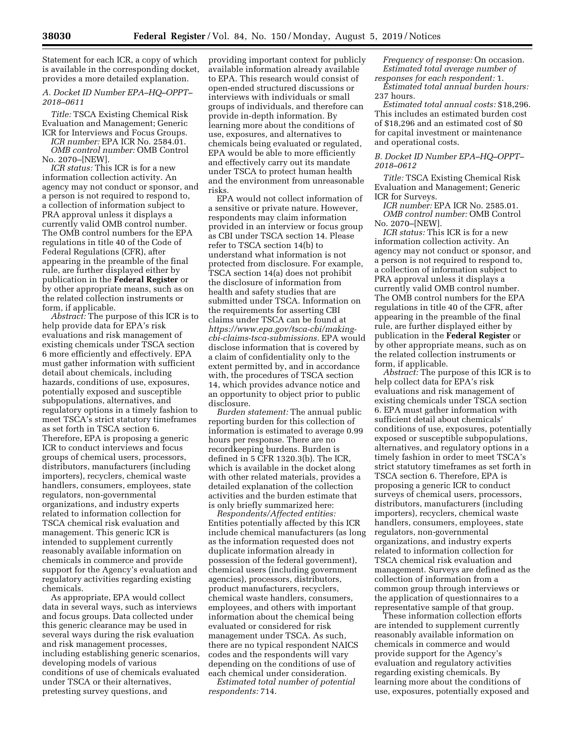Statement for each ICR, a copy of which is available in the corresponding docket, provides a more detailed explanation.

*A. Docket ID Number EPA–HQ–OPPT–2018–0611*

*Title:* TSCA Existing Chemical Risk Evaluation and Management; Generic ICR for Interviews and Focus Groups.

*ICR number:* EPA ICR No. 2584.01.

*OMB control number:* OMB Control No. 2070–[NEW].

*ICR status:* This ICR is for a new information collection activity. An agency may not conduct or sponsor, and a person is not required to respond to, a collection of information subject to PRA approval unless it displays a currently valid OMB control number. The OMB control numbers for the EPA regulations in title 40 of the Code of Federal Regulations (CFR), after appearing in the preamble of the final rule, are further displayed either by publication in the **Federal Register** or by other appropriate means, such as on the related collection instruments or form, if applicable.

*Abstract:* The purpose of this ICR is to help provide data for EPA's risk evaluations and risk management of existing chemicals under TSCA section 6 more efficiently and effectively. EPA must gather information with sufficient detail about chemicals, including hazards, conditions of use, exposures, potentially exposed and susceptible subpopulations, alternatives, and regulatory options in a timely fashion to meet TSCA's strict statutory timeframes as set forth in TSCA section 6. Therefore, EPA is proposing a generic ICR to conduct interviews and focus groups of chemical users, processors, distributors, manufacturers (including importers), recyclers, chemical waste handlers, consumers, employees, state regulators, non-governmental organizations, and industry experts related to information collection for TSCA chemical risk evaluation and management. This generic ICR is intended to supplement currently reasonably available information on chemicals in commerce and provide support for the Agency's evaluation and regulatory activities regarding existing chemicals.

As appropriate, EPA would collect data in several ways, such as interviews and focus groups. Data collected under this generic clearance may be used in several ways during the risk evaluation and risk management processes, including establishing generic scenarios, developing models of various conditions of use of chemicals evaluated under TSCA or their alternatives, pretesting survey questions, and providing important context for publicly available information already available to EPA. This research would consist of open-ended structured discussions or interviews with individuals or small groups of individuals, and therefore can provide in-depth information. By learning more about the conditions of use, exposures, and alternatives to chemicals being evaluated or regulated, EPA would be able to more efficiently and effectively carry out its mandate under TSCA to protect human health and the environment from unreasonable risks.

EPA would not collect information of a sensitive or private nature. However, respondents may claim information provided in an interview or focus group as CBI under TSCA section 14. Please refer to TSCA section 14(b) to understand what information is not protected from disclosure. For example, TSCA section 14(a) does not prohibit the disclosure of information from health and safety studies that are submitted under TSCA. Information on the requirements for asserting CBI claims under TSCA can be found at *https://www.epa.gov/tsca-cbi/making-cbi-claims-tsca-submissions.* EPA would disclose information that is covered by a claim of confidentiality only to the extent permitted by, and in accordance with, the procedures of TSCA section 14, which provides advance notice and an opportunity to object prior to public disclosure.

*Burden statement:* The annual public reporting burden for this collection of information is estimated to average 0.99 hours per response. There are no recordkeeping burdens. Burden is defined in 5 CFR 1320.3(b). The ICR, which is available in the docket along with other related materials, provides a detailed explanation of the collection activities and the burden estimate that is only briefly summarized here:

*Respondents/Affected entities:* Entities potentially affected by this ICR include chemical manufacturers (as long as the information requested does not duplicate information already in possession of the federal government), chemical users (including government agencies), processors, distributors, product manufacturers, recyclers, chemical waste handlers, consumers, employees, and others with important information about the chemical being evaluated or considered for risk management under TSCA. As such, there are no typical respondent NAICS codes and the respondents will vary depending on the conditions of use of each chemical under consideration.

*Estimated total number of potential respondents:* 714.

*Frequency of response:* On occasion.

*Estimated total average number of responses for each respondent:* 1.

*Estimated total annual burden hours:* 237 hours.

*Estimated total annual costs:* $18,296. This includes an estimated burden cost of $18,296 and an estimated cost of $0 for capital investment or maintenance and operational costs.

*B. Docket ID Number EPA–HQ–OPPT–2018–0612*

*Title:* TSCA Existing Chemical Risk Evaluation and Management; Generic ICR for Surveys.

*ICR number:* EPA ICR No. 2585.01.

*OMB control number:* OMB Control No. 2070–[NEW].

*ICR status:* This ICR is for a new information collection activity. An agency may not conduct or sponsor, and a person is not required to respond to, a collection of information subject to PRA approval unless it displays a currently valid OMB control number. The OMB control numbers for the EPA regulations in title 40 of the CFR, after appearing in the preamble of the final rule, are further displayed either by publication in the **Federal Register** or by other appropriate means, such as on the related collection instruments or form, if applicable.

*Abstract:* The purpose of this ICR is to help collect data for EPA's risk evaluations and risk management of existing chemicals under TSCA section 6. EPA must gather information with sufficient detail about chemicals' conditions of use, exposures, potentially exposed or susceptible subpopulations, alternatives, and regulatory options in a timely fashion in order to meet TSCA's strict statutory timeframes as set forth in TSCA section 6. Therefore, EPA is proposing a generic ICR to conduct surveys of chemical users, processors, distributors, manufacturers (including importers), recyclers, chemical waste handlers, consumers, employees, state regulators, non-governmental organizations, and industry experts related to information collection for TSCA chemical risk evaluation and management. Surveys are defined as the collection of information from a common group through interviews or the application of questionnaires to a representative sample of that group.

These information collection efforts are intended to supplement currently reasonably available information on chemicals in commerce and would provide support for the Agency's evaluation and regulatory activities regarding existing chemicals. By learning more about the conditions of use, exposures, potentially exposed and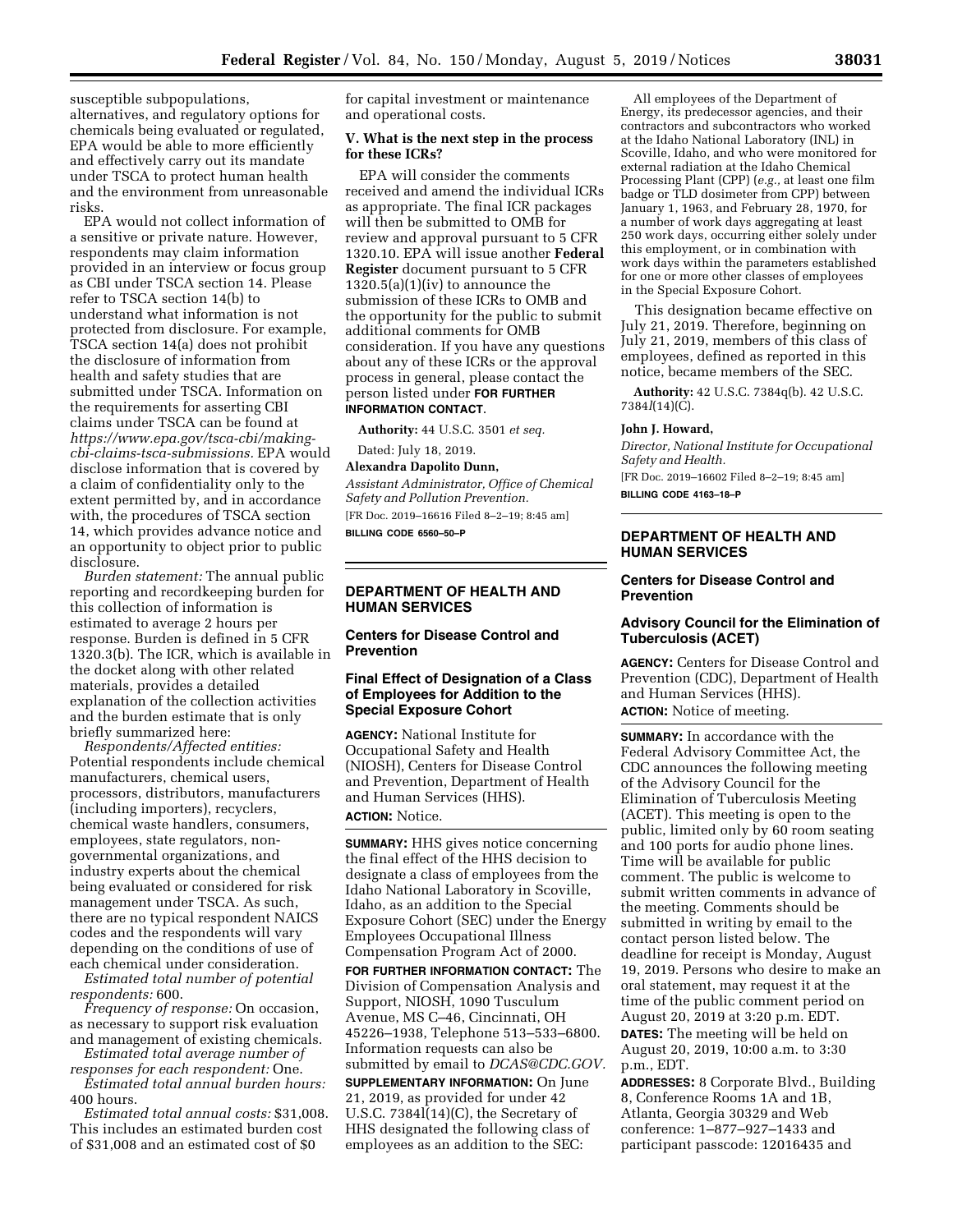susceptible subpopulations, alternatives, and regulatory options for chemicals being evaluated or regulated, EPA would be able to more efficiently and effectively carry out its mandate under TSCA to protect human health and the environment from unreasonable risks.

EPA would not collect information of a sensitive or private nature. However, respondents may claim information provided in an interview or focus group as CBI under TSCA section 14. Please refer to TSCA section 14(b) to understand what information is not protected from disclosure. For example, TSCA section 14(a) does not prohibit the disclosure of information from health and safety studies that are submitted under TSCA. Information on the requirements for asserting CBI claims under TSCA can be found at *https://www.epa.gov/tsca-cbi/making-cbi-claims-tsca-submissions.* EPA would disclose information that is covered by a claim of confidentiality only to the extent permitted by, and in accordance with, the procedures of TSCA section 14, which provides advance notice and an opportunity to object prior to public disclosure.

*Burden statement:* The annual public reporting and recordkeeping burden for this collection of information is estimated to average 2 hours per response. Burden is defined in 5 CFR 1320.3(b). The ICR, which is available in the docket along with other related materials, provides a detailed explanation of the collection activities and the burden estimate that is only briefly summarized here:

*Respondents/Affected entities:* Potential respondents include chemical manufacturers, chemical users, processors, distributors, manufacturers (including importers), recyclers, chemical waste handlers, consumers, employees, state regulators, non-governmental organizations, and industry experts about the chemical being evaluated or considered for risk management under TSCA. As such, there are no typical respondent NAICS codes and the respondents will vary depending on the conditions of use of each chemical under consideration.

*Estimated total number of potential respondents:* 600.

*Frequency of response:* On occasion, as necessary to support risk evaluation and management of existing chemicals.

*Estimated total average number of responses for each respondent:* One.

*Estimated total annual burden hours:* 400 hours.

*Estimated total annual costs:* $31,008. This includes an estimated burden cost of $31,008 and an estimated cost of $0 for capital investment or maintenance and operational costs.

### V. What is the next step in the process for these ICRs?

EPA will consider the comments received and amend the individual ICRs as appropriate. The final ICR packages will then be submitted to OMB for review and approval pursuant to 5 CFR 1320.10. EPA will issue another **Federal Register** document pursuant to 5 CFR 1320.5(a)(1)(iv) to announce the submission of these ICRs to OMB and the opportunity for the public to submit additional comments for OMB consideration. If you have any questions about any of these ICRs or the approval process in general, please contact the person listed under **FOR FURTHER INFORMATION CONTACT.**

**Authority:** 44 U.S.C. 3501 *et seq.*

Dated: July 18, 2019.

**Alexandra Dapolito Dunn,**

*Assistant Administrator, Office of Chemical Safety and Pollution Prevention.*

[FR Doc. 2019–16616 Filed 8–2–19; 8:45 am]

**BILLING CODE 6560–50–P**

## DEPARTMENT OF HEALTH AND HUMAN SERVICES

### Centers for Disease Control and Prevention

### Final Effect of Designation of a Class of Employees for Addition to the Special Exposure Cohort

**AGENCY:** National Institute for Occupational Safety and Health (NIOSH), Centers for Disease Control and Prevention, Department of Health and Human Services (HHS).

**ACTION:** Notice.

**SUMMARY:** HHS gives notice concerning the final effect of the HHS decision to designate a class of employees from the Idaho National Laboratory in Scoville, Idaho, as an addition to the Special Exposure Cohort (SEC) under the Energy Employees Occupational Illness Compensation Program Act of 2000.

**FOR FURTHER INFORMATION CONTACT:** The Division of Compensation Analysis and Support, NIOSH, 1090 Tusculum Avenue, MS C–46, Cincinnati, OH 45226–1938, Telephone 513–533–6800. Information requests can also be submitted by email to *DCAS@CDC.GOV.*

**SUPPLEMENTARY INFORMATION:** On June 21, 2019, as provided for under 42 U.S.C. 7384l(14)(C), the Secretary of HHS designated the following class of employees as an addition to the SEC:

All employees of the Department of Energy, its predecessor agencies, and their contractors and subcontractors who worked at the Idaho National Laboratory (INL) in Scoville, Idaho, and who were monitored for external radiation at the Idaho Chemical Processing Plant (CPP) (*e.g.,* at least one film badge or TLD dosimeter from CPP) between January 1, 1963, and February 28, 1970, for a number of work days aggregating at least 250 work days, occurring either solely under this employment, or in combination with work days within the parameters established for one or more other classes of employees in the Special Exposure Cohort.

This designation became effective on July 21, 2019. Therefore, beginning on July 21, 2019, members of this class of employees, defined as reported in this notice, became members of the SEC.

**Authority:** 42 U.S.C. 7384q(b). 42 U.S.C. 7384*l*(14)(C).

**John J. Howard,**

*Director, National Institute for Occupational Safety and Health.*

[FR Doc. 2019–16602 Filed 8–2–19; 8:45 am]

**BILLING CODE 4163–18–P**

## DEPARTMENT OF HEALTH AND HUMAN SERVICES

### Centers for Disease Control and Prevention

### Advisory Council for the Elimination of Tuberculosis (ACET)

**AGENCY:** Centers for Disease Control and Prevention (CDC), Department of Health and Human Services (HHS).

**ACTION:** Notice of meeting.

**SUMMARY:** In accordance with the Federal Advisory Committee Act, the CDC announces the following meeting of the Advisory Council for the Elimination of Tuberculosis Meeting (ACET). This meeting is open to the public, limited only by 60 room seating and 100 ports for audio phone lines. Time will be available for public comment. The public is welcome to submit written comments in advance of the meeting. Comments should be submitted in writing by email to the contact person listed below. The deadline for receipt is Monday, August 19, 2019. Persons who desire to make an oral statement, may request it at the time of the public comment period on August 20, 2019 at 3:20 p.m. EDT.

**DATES:** The meeting will be held on August 20, 2019, 10:00 a.m. to 3:30 p.m., EDT.

**ADDRESSES:** 8 Corporate Blvd., Building 8, Conference Rooms 1A and 1B, Atlanta, Georgia 30329 and Web conference: 1–877–927–1433 and participant passcode: 12016435 and